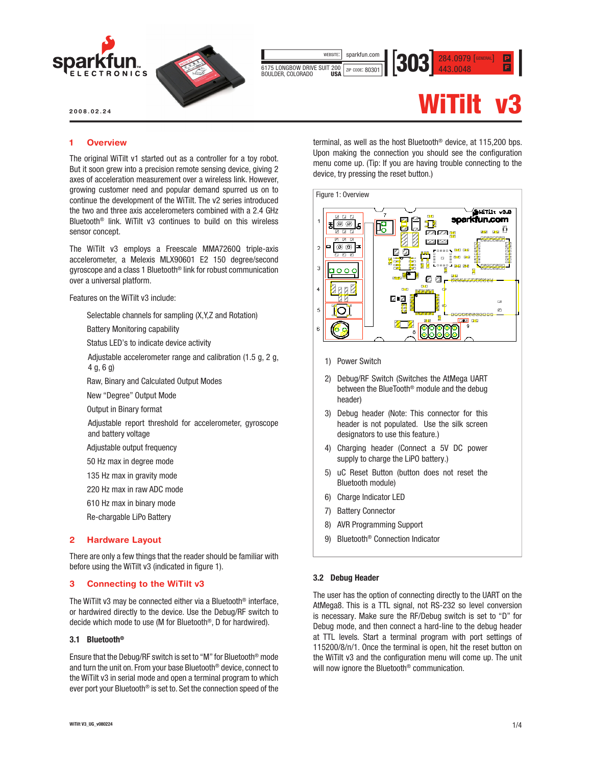2008.02.24

# WiTilt v3

## 1 Overview

The original WiTilt v1 started out as a controller for a toy robot. But it soon grew into a precision remote sensing device, giving 2 axes of acceleration measurement over a wireless link. However, growing customer need and popular demand spurred us on to continue the development of the WiTilt. The v2 series introduced the two and three axis accelerometers combined with a 2.4 GHz Bluetooth® link. WiTilt v3 continues to build on this wireless sensor concept.

The WiTilt v3 employs a Freescale MMA7260Q triple-axis accelerometer, a Melexis MLX90601 E2 150 degree/second gyroscope and a class 1 Bluetooth® link for robust communication over a universal platform.

Features on the WiTilt v3 include:

- Selectable channels for sampling (X,Y,Z and Rotation)
- Battery Monitoring capability
- Status LED's to indicate device activity
- Adjustable accelerometer range and calibration (1.5 g, 2 g, 4 g, 6 g)
- Raw, Binary and Calculated Output Modes
- New "Degree" Output Mode
- Output in Binary format
- Adjustable report threshold for accelerometer, gyroscope and battery voltage
- Adjustable output frequency
- 50 Hz max in degree mode
- 135 Hz max in gravity mode
- 220 Hz max in raw ADC mode
- 610 Hz max in binary mode
- Re-chargable LiPo Battery

## 2 Hardware Layout

There are only a few things that the reader should be familiar with before using the WiTilt v3 (indicated in figure 1).

## 3 Connecting to the WiTilt v3

The WiTilt v3 may be connected either via a Bluetooth® interface, or hardwired directly to the device. Use the Debug/RF switch to decide which mode to use (M for Bluetooth®, D for hardwired).

### 3.1 Bluetooth®

Ensure that the Debug/RF switch is set to "M" for Bluetooth® mode and turn the unit on. From your base Bluetooth® device, connect to the WiTilt v3 in serial mode and open a terminal program to which ever port your Bluetooth® is set to. Set the connection speed of the terminal, as well as the host Bluetooth® device, at 115,200 bps. Upon making the connection you should see the configuration menu come up. (Tip: If you are having trouble connecting to the device, try pressing the reset button.)

Figure 1: Overview

1) Power Switch
2) Debug/RF Switch (Switches the AtMega UART between the BlueTooth® module and the debug header)
3) Debug header (Note: This connector for this header is not populated. Use the silk screen designators to use this feature.)
4) Charging header (Connect a 5V DC power supply to charge the LiPO battery.)
5) uC Reset Button (button does not reset the Bluetooth module)
6) Charge Indicator LED
7) Battery Connector
8) AVR Programming Support
9) Bluetooth® Connection Indicator

### 3.2 Debug Header

The user has the option of connecting directly to the UART on the AtMega8. This is a TTL signal, not RS-232 so level conversion is necessary. Make sure the RF/Debug switch is set to "D" for Debug mode, and then connect a hard-line to the debug header at TTL levels. Start a terminal program with port settings of 115200/8/n/1. Once the terminal is open, hit the reset button on the WiTilt v3 and the configuration menu will come up. The unit will now ignore the Bluetooth® communication.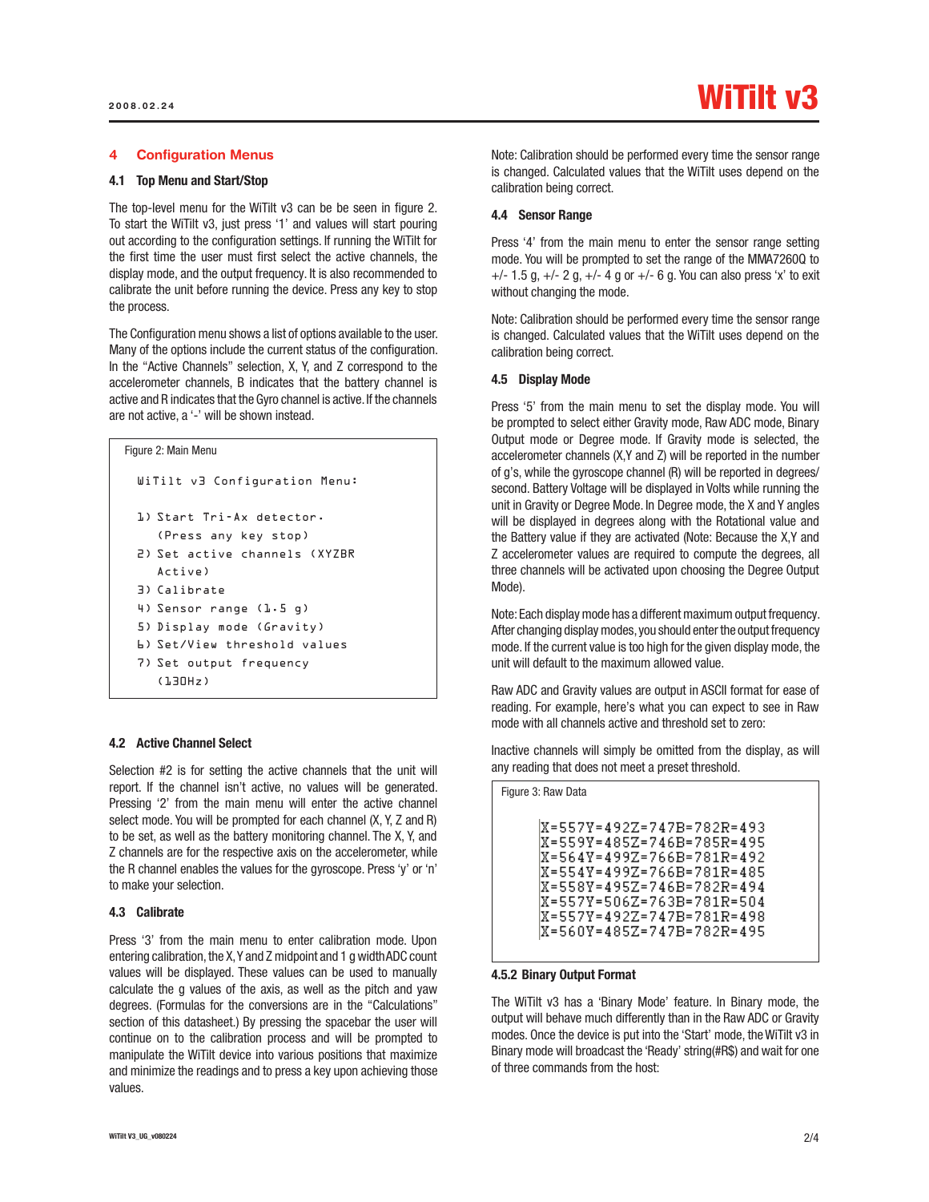## 4 Configuration Menus

### 4.1 Top Menu and Start/Stop

The top-level menu for the WiTilt v3 can be be seen in figure 2. To start the WiTilt v3, just press '1' and values will start pouring out according to the configuration settings. If running the WiTilt for the first time the user must first select the active channels, the display mode, and the output frequency. It is also recommended to calibrate the unit before running the device. Press any key to stop the process.

The Configuration menu shows a list of options available to the user. Many of the options include the current status of the configuration. In the "Active Channels" selection, X, Y, and Z correspond to the accelerometer channels, B indicates that the battery channel is active and R indicates that the Gyro channel is active. If the channels are not active, a '-' will be shown instead.

Figure 2: Main Menu

```
WiTilt v3 Configuration Menu:

1) Start Tri-Ax detector.
   (Press any key stop)
2) Set active channels (XYZBR
   Active)
3) Calibrate
4) Sensor range (1.5 g)
5) Display mode (Gravity)
6) Set/View threshold values
7) Set output frequency
   (130Hz)
```

### 4.2 Active Channel Select

Selection #2 is for setting the active channels that the unit will report. If the channel isn't active, no values will be generated. Pressing '2' from the main menu will enter the active channel select mode. You will be prompted for each channel (X, Y, Z and R) to be set, as well as the battery monitoring channel. The X, Y, and Z channels are for the respective axis on the accelerometer, while the R channel enables the values for the gyroscope. Press 'y' or 'n' to make your selection.

### 4.3 Calibrate

Press '3' from the main menu to enter calibration mode. Upon entering calibration, the X, Y and Z midpoint and 1 g width ADC count values will be displayed. These values can be used to manually calculate the g values of the axis, as well as the pitch and yaw degrees. (Formulas for the conversions are in the "Calculations" section of this datasheet.) By pressing the spacebar the user will continue on to the calibration process and will be prompted to manipulate the WiTilt device into various positions that maximize and minimize the readings and to press a key upon achieving those values.

Note: Calibration should be performed every time the sensor range is changed. Calculated values that the WiTilt uses depend on the calibration being correct.

### 4.4 Sensor Range

Press '4' from the main menu to enter the sensor range setting mode. You will be prompted to set the range of the MMA7260Q to +/- 1.5 g, +/- 2 g, +/- 4 g or +/- 6 g. You can also press 'x' to exit without changing the mode.

Note: Calibration should be performed every time the sensor range is changed. Calculated values that the WiTilt uses depend on the calibration being correct.

### 4.5 Display Mode

Press '5' from the main menu to set the display mode. You will be prompted to select either Gravity mode, Raw ADC mode, Binary Output mode or Degree mode. If Gravity mode is selected, the accelerometer channels (X,Y and Z) will be reported in the number of g's, while the gyroscope channel (R) will be reported in degrees/second. Battery Voltage will be displayed in Volts while running the unit in Gravity or Degree Mode. In Degree mode, the X and Y angles will be displayed in degrees along with the Rotational value and the Battery value if they are activated (Note: Because the X,Y and Z accelerometer values are required to compute the degrees, all three channels will be activated upon choosing the Degree Output Mode).

Note: Each display mode has a different maximum output frequency. After changing display modes, you should enter the output frequency mode. If the current value is too high for the given display mode, the unit will default to the maximum allowed value.

Raw ADC and Gravity values are output in ASCII format for ease of reading. For example, here's what you can expect to see in Raw mode with all channels active and threshold set to zero:

Inactive channels will simply be omitted from the display, as will any reading that does not meet a preset threshold.

Figure 3: Raw Data

```
X=557Y=492Z=747B=782R=493
X=559Y=485Z=746B=785R=495
X=564Y=499Z=766B=781R=492
X=554Y=499Z=766B=781R=485
X=558Y=495Z=746B=782R=494
X=557Y=506Z=763B=781R=504
X=557Y=492Z=747B=781R=498
X=560Y=485Z=747B=782R=495
```

#### 4.5.2 Binary Output Format

The WiTilt v3 has a 'Binary Mode' feature. In Binary mode, the output will behave much differently than in the Raw ADC or Gravity modes. Once the device is put into the 'Start' mode, the WiTilt v3 in Binary mode will broadcast the 'Ready' string(#R$) and wait for one of three commands from the host: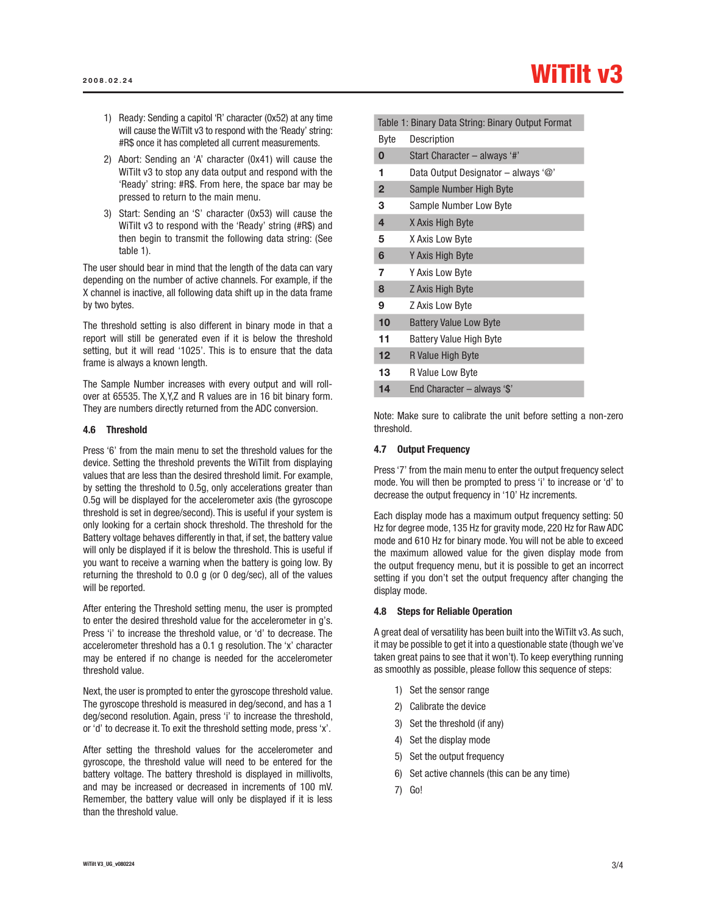1) Ready: Sending a capitol 'R' character (0x52) at any time will cause the WiTilt v3 to respond with the 'Ready' string: #R$ once it has completed all current measurements.
2) Abort: Sending an 'A' character (0x41) will cause the WiTilt v3 to stop any data output and respond with the 'Ready' string: #R$. From here, the space bar may be pressed to return to the main menu.
3) Start: Sending an 'S' character (0x53) will cause the WiTilt v3 to respond with the 'Ready' string (#R$) and then begin to transmit the following data string: (See table 1).

The user should bear in mind that the length of the data can vary depending on the number of active channels. For example, if the X channel is inactive, all following data shift up in the data frame by two bytes.

The threshold setting is also different in binary mode in that a report will still be generated even if it is below the threshold setting, but it will read '1025'. This is to ensure that the data frame is always a known length.

The Sample Number increases with every output and will roll-over at 65535. The X,Y,Z and R values are in 16 bit binary form. They are numbers directly returned from the ADC conversion.

### 4.6 Threshold

Press '6' from the main menu to set the threshold values for the device. Setting the threshold prevents the WiTilt from displaying values that are less than the desired threshold limit. For example, by setting the threshold to 0.5g, only accelerations greater than 0.5g will be displayed for the accelerometer axis (the gyroscope threshold is set in degree/second). This is useful if your system is only looking for a certain shock threshold. The threshold for the Battery voltage behaves differently in that, if set, the battery value will only be displayed if it is below the threshold. This is useful if you want to receive a warning when the battery is going low. By returning the threshold to 0.0 g (or 0 deg/sec), all of the values will be reported.

After entering the Threshold setting menu, the user is prompted to enter the desired threshold value for the accelerometer in g's. Press 'i' to increase the threshold value, or 'd' to decrease. The accelerometer threshold has a 0.1 g resolution. The 'x' character may be entered if no change is needed for the accelerometer threshold value.

Next, the user is prompted to enter the gyroscope threshold value. The gyroscope threshold is measured in deg/second, and has a 1 deg/second resolution. Again, press 'i' to increase the threshold, or 'd' to decrease it. To exit the threshold setting mode, press 'x'.

After setting the threshold values for the accelerometer and gyroscope, the threshold value will need to be entered for the battery voltage. The battery threshold is displayed in millivolts, and may be increased or decreased in increments of 100 mV. Remember, the battery value will only be displayed if it is less than the threshold value.

Table 1: Binary Data String: Binary Output Format

| Byte | Description |
|---|---|
| 0 | Start Character – always '#' |
| 1 | Data Output Designator – always '@' |
| 2 | Sample Number High Byte |
| 3 | Sample Number Low Byte |
| 4 | X Axis High Byte |
| 5 | X Axis Low Byte |
| 6 | Y Axis High Byte |
| 7 | Y Axis Low Byte |
| 8 | Z Axis High Byte |
| 9 | Z Axis Low Byte |
| 10 | Battery Value Low Byte |
| 11 | Battery Value High Byte |
| 12 | R Value High Byte |
| 13 | R Value Low Byte |
| 14 | End Character – always '$' |

Note: Make sure to calibrate the unit before setting a non-zero threshold.

### 4.7 Output Frequency

Press '7' from the main menu to enter the output frequency select mode. You will then be prompted to press 'i' to increase or 'd' to decrease the output frequency in '10' Hz increments.

Each display mode has a maximum output frequency setting: 50 Hz for degree mode, 135 Hz for gravity mode, 220 Hz for Raw ADC mode and 610 Hz for binary mode. You will not be able to exceed the maximum allowed value for the given display mode from the output frequency menu, but it is possible to get an incorrect setting if you don't set the output frequency after changing the display mode.

### 4.8 Steps for Reliable Operation

A great deal of versatility has been built into the WiTilt v3. As such, it may be possible to get it into a questionable state (though we've taken great pains to see that it won't). To keep everything running as smoothly as possible, please follow this sequence of steps:

1) Set the sensor range
2) Calibrate the device
3) Set the threshold (if any)
4) Set the display mode
5) Set the output frequency
6) Set active channels (this can be any time)
7) Go!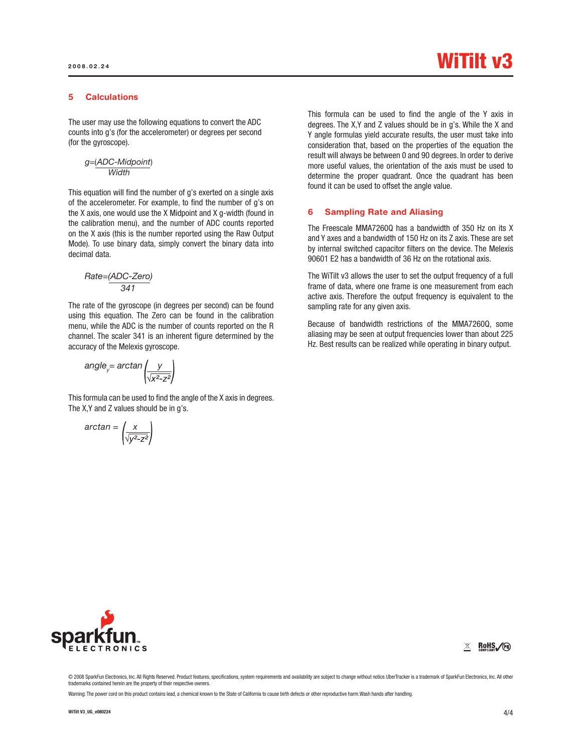## 5 Calculations

The user may use the following equations to convert the ADC counts into g's (for the accelerometer) or degrees per second (for the gyroscope).

$$g = \frac{(ADC - Midpoint)}{Width}$$

This equation will find the number of g's exerted on a single axis of the accelerometer. For example, to find the number of g's on the X axis, one would use the X Midpoint and X g-width (found in the calibration menu), and the number of ADC counts reported on the X axis (this is the number reported using the Raw Output Mode). To use binary data, simply convert the binary data into decimal data.

$$Rate = \frac{(ADC - Zero)}{341}$$

The rate of the gyroscope (in degrees per second) can be found using this equation. The Zero can be found in the calibration menu, while the ADC is the number of counts reported on the R channel. The scaler 341 is an inherent figure determined by the accuracy of the Melexis gyroscope.

$$angle_y = \arctan\left(\frac{y}{\sqrt{x^2 - z^2}}\right)$$

This formula can be used to find the angle of the X axis in degrees. The X,Y and Z values should be in g's.

$$\arctan = \left(\frac{x}{\sqrt{y^2 - z^2}}\right)$$

This formula can be used to find the angle of the Y axis in degrees. The X,Y and Z values should be in g's. While the X and Y angle formulas yield accurate results, the user must take into consideration that, based on the properties of the equation the result will always be between 0 and 90 degrees. In order to derive more useful values, the orientation of the axis must be used to determine the proper quadrant. Once the quadrant has been found it can be used to offset the angle value.

## 6 Sampling Rate and Aliasing

The Freescale MMA7260Q has a bandwidth of 350 Hz on its X and Y axes and a bandwidth of 150 Hz on its Z axis. These are set by internal switched capacitor filters on the device. The Melexis 90601 E2 has a bandwidth of 36 Hz on the rotational axis.

The WiTilt v3 allows the user to set the output frequency of a full frame of data, where one frame is one measurement from each active axis. Therefore the output frequency is equivalent to the sampling rate for any given axis.

Because of bandwidth restrictions of the MMA7260Q, some aliasing may be seen at output frequencies lower than about 225 Hz. Best results can be realized while operating in binary output.

© 2008 SparkFun Electronics, Inc. All Rights Reserved. Product features, specifications, system requirements and availability are subject to change without notice. UberTracker is a trademark of SparkFun Electronics, Inc. All other trademarks contained herein are the property of their respective owners.

Warning: The power cord on this product contains lead, a chemical known to the State of California to cause birth defects or other reproductive harm. Wash hands after handling.